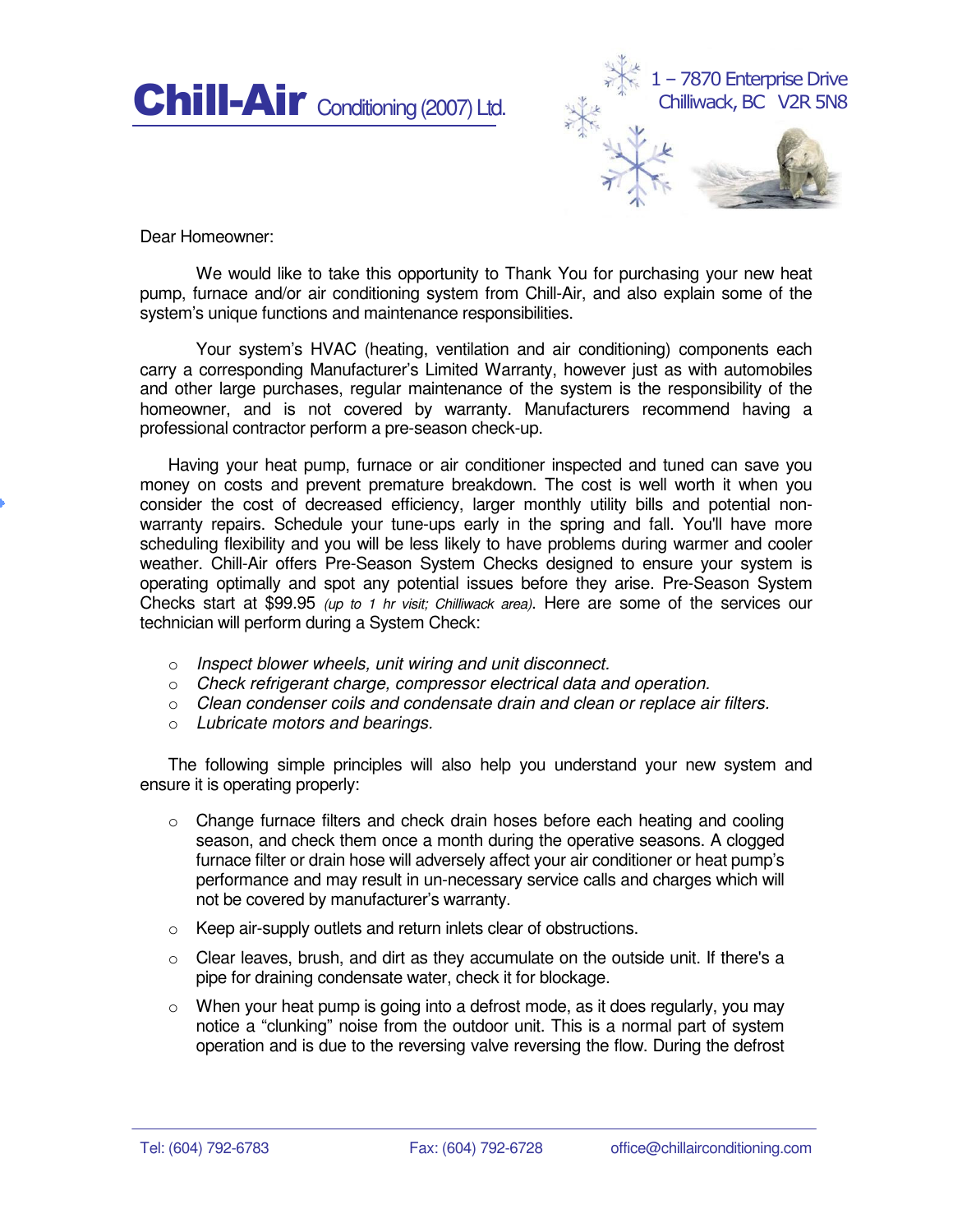# Chill-Air Conditioning (2007) Ltd.

1 – 7870 Enterprise Drive
Chilliwack, BC V2R 5N8

Dear Homeowner:

We would like to take this opportunity to Thank You for purchasing your new heat pump, furnace and/or air conditioning system from Chill-Air, and also explain some of the system's unique functions and maintenance responsibilities.

Your system's HVAC (heating, ventilation and air conditioning) components each carry a corresponding Manufacturer's Limited Warranty, however just as with automobiles and other large purchases, regular maintenance of the system is the responsibility of the homeowner, and is not covered by warranty. Manufacturers recommend having a professional contractor perform a pre-season check-up.

Having your heat pump, furnace or air conditioner inspected and tuned can save you money on costs and prevent premature breakdown. The cost is well worth it when you consider the cost of decreased efficiency, larger monthly utility bills and potential non-warranty repairs. Schedule your tune-ups early in the spring and fall. You'll have more scheduling flexibility and you will be less likely to have problems during warmer and cooler weather. Chill-Air offers Pre-Season System Checks designed to ensure your system is operating optimally and spot any potential issues before they arise. Pre-Season System Checks start at $99.95 *(up to 1 hr visit; Chilliwack area)*. Here are some of the services our technician will perform during a System Check:

- *Inspect blower wheels, unit wiring and unit disconnect.*
- *Check refrigerant charge, compressor electrical data and operation.*
- *Clean condenser coils and condensate drain and clean or replace air filters.*
- *Lubricate motors and bearings.*

The following simple principles will also help you understand your new system and ensure it is operating properly:

- Change furnace filters and check drain hoses before each heating and cooling season, and check them once a month during the operative seasons. A clogged furnace filter or drain hose will adversely affect your air conditioner or heat pump's performance and may result in un-necessary service calls and charges which will not be covered by manufacturer's warranty.
- Keep air-supply outlets and return inlets clear of obstructions.
- Clear leaves, brush, and dirt as they accumulate on the outside unit. If there's a pipe for draining condensate water, check it for blockage.
- When your heat pump is going into a defrost mode, as it does regularly, you may notice a "clunking" noise from the outdoor unit. This is a normal part of system operation and is due to the reversing valve reversing the flow. During the defrost

Tel: (604) 792-6783 Fax: (604) 792-6728 office@chillairconditioning.com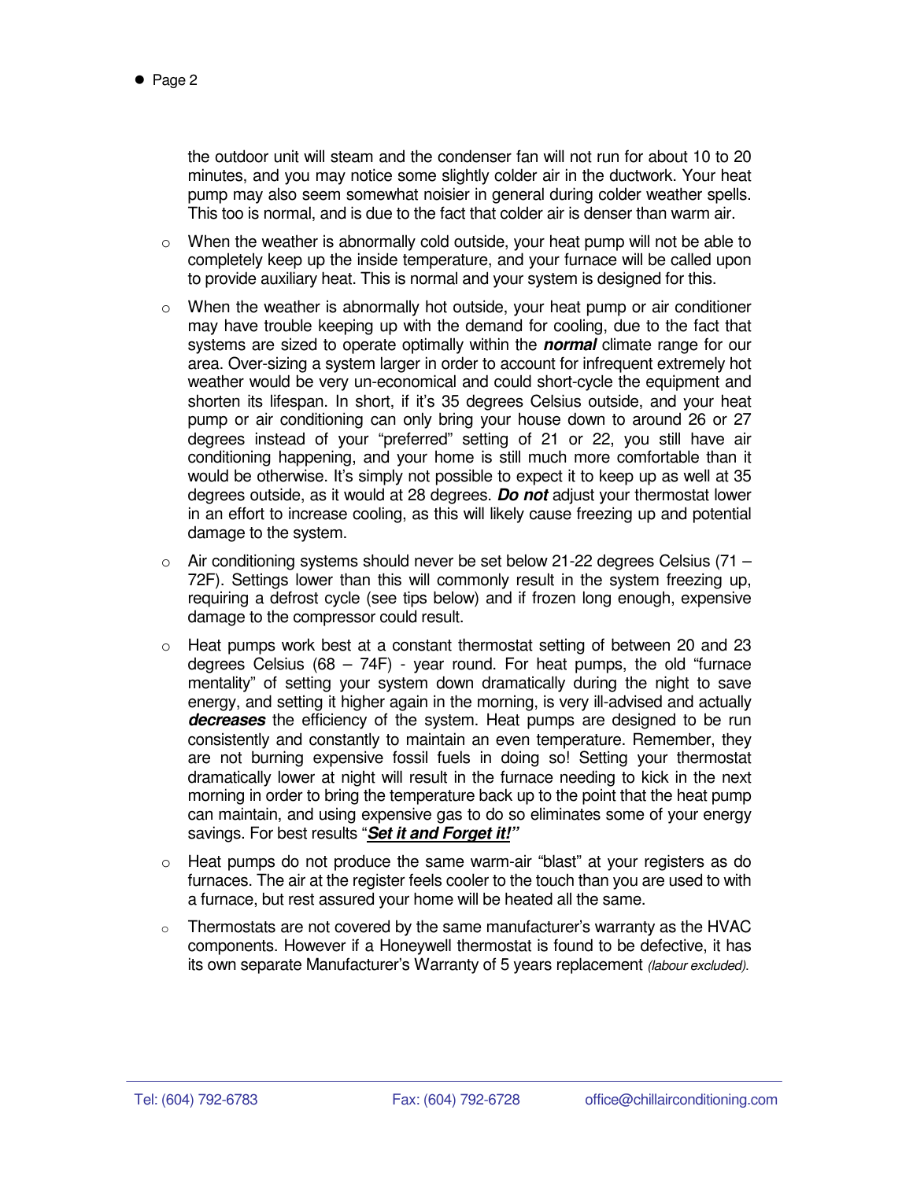the outdoor unit will steam and the condenser fan will not run for about 10 to 20 minutes, and you may notice some slightly colder air in the ductwork. Your heat pump may also seem somewhat noisier in general during colder weather spells. This too is normal, and is due to the fact that colder air is denser than warm air.

- When the weather is abnormally cold outside, your heat pump will not be able to completely keep up the inside temperature, and your furnace will be called upon to provide auxiliary heat. This is normal and your system is designed for this.
- When the weather is abnormally hot outside, your heat pump or air conditioner may have trouble keeping up with the demand for cooling, due to the fact that systems are sized to operate optimally within the ***normal*** climate range for our area. Over-sizing a system larger in order to account for infrequent extremely hot weather would be very un-economical and could short-cycle the equipment and shorten its lifespan. In short, if it's 35 degrees Celsius outside, and your heat pump or air conditioning can only bring your house down to around 26 or 27 degrees instead of your "preferred" setting of 21 or 22, you still have air conditioning happening, and your home is still much more comfortable than it would be otherwise. It's simply not possible to expect it to keep up as well at 35 degrees outside, as it would at 28 degrees. ***Do not*** adjust your thermostat lower in an effort to increase cooling, as this will likely cause freezing up and potential damage to the system.
- Air conditioning systems should never be set below 21-22 degrees Celsius (71 – 72F). Settings lower than this will commonly result in the system freezing up, requiring a defrost cycle (see tips below) and if frozen long enough, expensive damage to the compressor could result.
- Heat pumps work best at a constant thermostat setting of between 20 and 23 degrees Celsius (68 – 74F) - year round. For heat pumps, the old "furnace mentality" of setting your system down dramatically during the night to save energy, and setting it higher again in the morning, is very ill-advised and actually ***decreases*** the efficiency of the system. Heat pumps are designed to be run consistently and constantly to maintain an even temperature. Remember, they are not burning expensive fossil fuels in doing so! Setting your thermostat dramatically lower at night will result in the furnace needing to kick in the next morning in order to bring the temperature back up to the point that the heat pump can maintain, and using expensive gas to do so eliminates some of your energy savings. For best results "***<u>Set it and Forget it!</u>***"
- Heat pumps do not produce the same warm-air "blast" at your registers as do furnaces. The air at the register feels cooler to the touch than you are used to with a furnace, but rest assured your home will be heated all the same.
- Thermostats are not covered by the same manufacturer's warranty as the HVAC components. However if a Honeywell thermostat is found to be defective, it has its own separate Manufacturer's Warranty of 5 years replacement *(labour excluded).*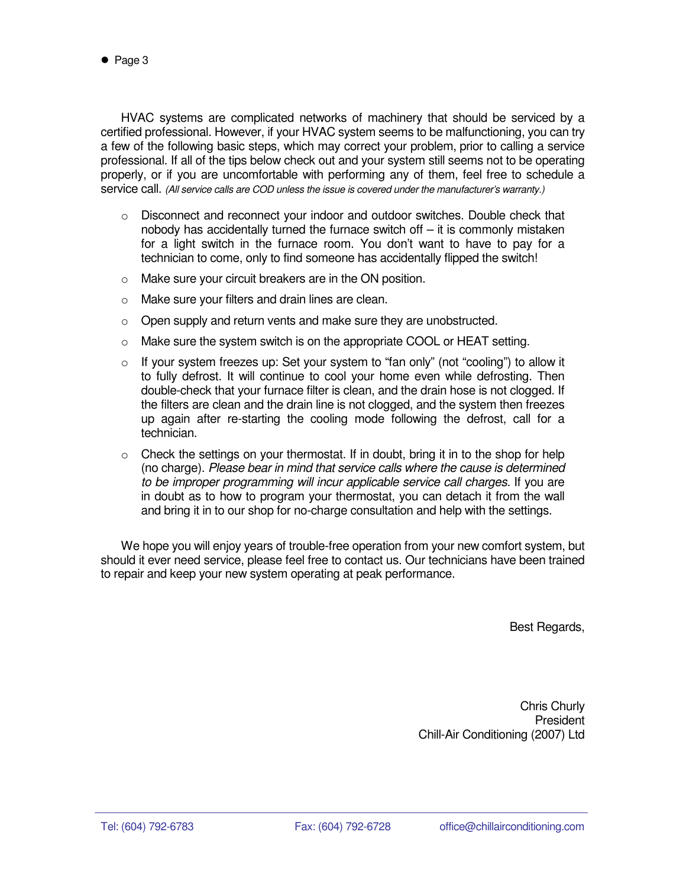HVAC systems are complicated networks of machinery that should be serviced by a certified professional. However, if your HVAC system seems to be malfunctioning, you can try a few of the following basic steps, which may correct your problem, prior to calling a service professional. If all of the tips below check out and your system still seems not to be operating properly, or if you are uncomfortable with performing any of them, feel free to schedule a service call. *(All service calls are COD unless the issue is covered under the manufacturer's warranty.)*

- Disconnect and reconnect your indoor and outdoor switches. Double check that nobody has accidentally turned the furnace switch off – it is commonly mistaken for a light switch in the furnace room. You don't want to have to pay for a technician to come, only to find someone has accidentally flipped the switch!
- Make sure your circuit breakers are in the ON position.
- Make sure your filters and drain lines are clean.
- Open supply and return vents and make sure they are unobstructed.
- Make sure the system switch is on the appropriate COOL or HEAT setting.
- If your system freezes up: Set your system to "fan only" (not "cooling") to allow it to fully defrost. It will continue to cool your home even while defrosting. Then double-check that your furnace filter is clean, and the drain hose is not clogged. If the filters are clean and the drain line is not clogged, and the system then freezes up again after re-starting the cooling mode following the defrost, call for a technician.
- Check the settings on your thermostat. If in doubt, bring it in to the shop for help (no charge). *Please bear in mind that service calls where the cause is determined to be improper programming will incur applicable service call charges.* If you are in doubt as to how to program your thermostat, you can detach it from the wall and bring it in to our shop for no-charge consultation and help with the settings.

We hope you will enjoy years of trouble-free operation from your new comfort system, but should it ever need service, please feel free to contact us. Our technicians have been trained to repair and keep your new system operating at peak performance.

Best Regards,

Chris Churly
President
Chill-Air Conditioning (2007) Ltd

Tel: (604) 792-6783 Fax: (604) 792-6728 office@chillairconditioning.com